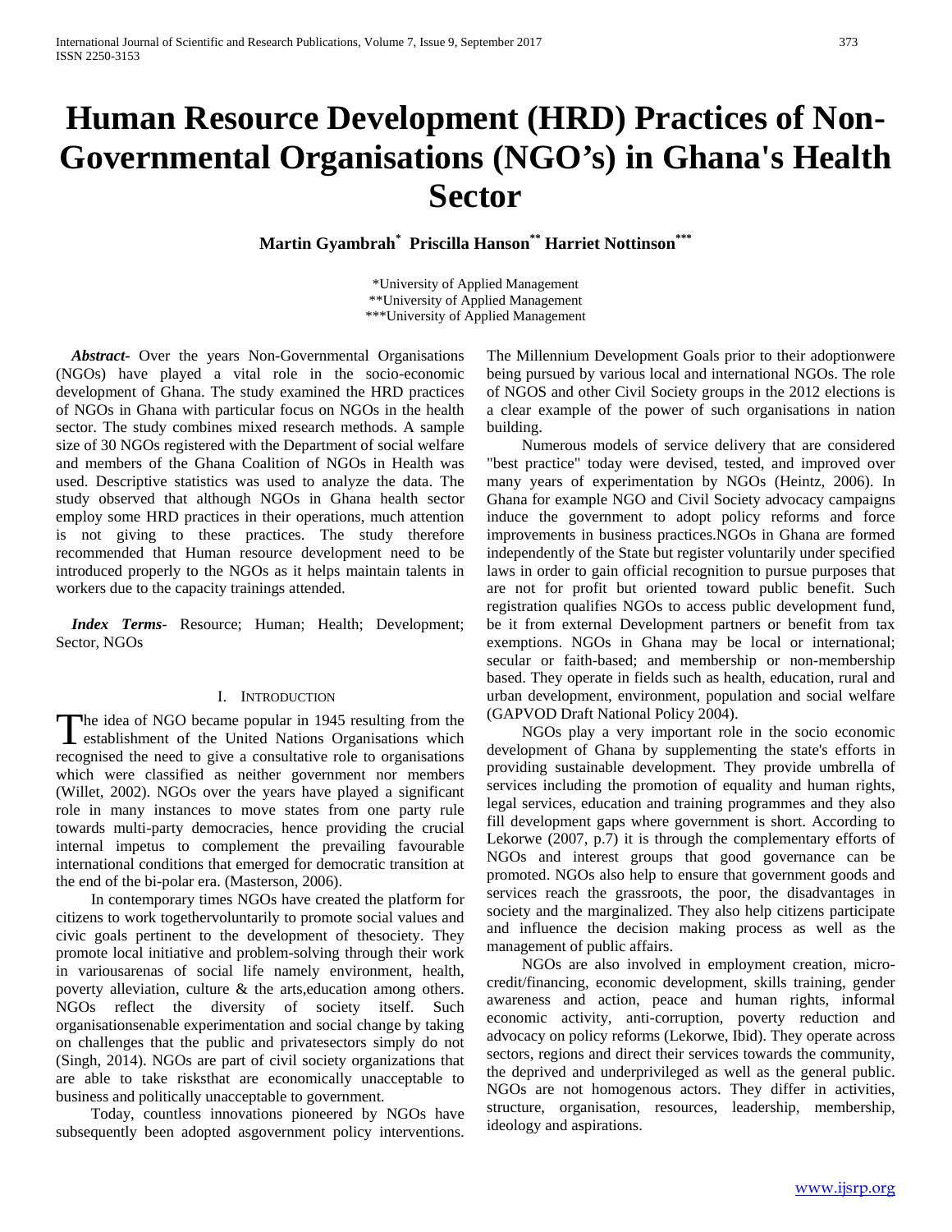# Human Resource Development (HRD) Practices of Non-Governmental Organisations (NGO's) in Ghana's Health Sector

**Martin Gyambrah[*] Priscilla Hanson[**] Harriet Nottinson[***]**

[*]University of Applied Management
[**]University of Applied Management
[***]University of Applied Management

***Abstract***- Over the years Non-Governmental Organisations (NGOs) have played a vital role in the socio-economic development of Ghana. The study examined the HRD practices of NGOs in Ghana with particular focus on NGOs in the health sector. The study combines mixed research methods. A sample size of 30 NGOs registered with the Department of social welfare and members of the Ghana Coalition of NGOs in Health was used. Descriptive statistics was used to analyze the data. The study observed that although NGOs in Ghana health sector employ some HRD practices in their operations, much attention is not giving to these practices. The study therefore recommended that Human resource development need to be introduced properly to the NGOs as it helps maintain talents in workers due to the capacity trainings attended.

***Index Terms***- Resource; Human; Health; Development; Sector, NGOs

## I. Introduction

The idea of NGO became popular in 1945 resulting from the establishment of the United Nations Organisations which recognised the need to give a consultative role to organisations which were classified as neither government nor members (Willet, 2002). NGOs over the years have played a significant role in many instances to move states from one party rule towards multi-party democracies, hence providing the crucial internal impetus to complement the prevailing favourable international conditions that emerged for democratic transition at the end of the bi-polar era. (Masterson, 2006).

In contemporary times NGOs have created the platform for citizens to work togethervoluntarily to promote social values and civic goals pertinent to the development of thesociety. They promote local initiative and problem-solving through their work in variousarenas of social life namely environment, health, poverty alleviation, culture & the arts,education among others. NGOs reflect the diversity of society itself. Such organisationsenable experimentation and social change by taking on challenges that the public and privatesectors simply do not (Singh, 2014). NGOs are part of civil society organizations that are able to take risksthat are economically unacceptable to business and politically unacceptable to government.

Today, countless innovations pioneered by NGOs have subsequently been adopted asgovernment policy interventions. The Millennium Development Goals prior to their adoptionwere being pursued by various local and international NGOs. The role of NGOS and other Civil Society groups in the 2012 elections is a clear example of the power of such organisations in nation building.

Numerous models of service delivery that are considered "best practice" today were devised, tested, and improved over many years of experimentation by NGOs (Heintz, 2006). In Ghana for example NGO and Civil Society advocacy campaigns induce the government to adopt policy reforms and force improvements in business practices.NGOs in Ghana are formed independently of the State but register voluntarily under specified laws in order to gain official recognition to pursue purposes that are not for profit but oriented toward public benefit. Such registration qualifies NGOs to access public development fund, be it from external Development partners or benefit from tax exemptions. NGOs in Ghana may be local or international; secular or faith-based; and membership or non-membership based. They operate in fields such as health, education, rural and urban development, environment, population and social welfare (GAPVOD Draft National Policy 2004).

NGOs play a very important role in the socio economic development of Ghana by supplementing the state's efforts in providing sustainable development. They provide umbrella of services including the promotion of equality and human rights, legal services, education and training programmes and they also fill development gaps where government is short. According to Lekorwe (2007, p.7) it is through the complementary efforts of NGOs and interest groups that good governance can be promoted. NGOs also help to ensure that government goods and services reach the grassroots, the poor, the disadvantages in society and the marginalized. They also help citizens participate and influence the decision making process as well as the management of public affairs.

NGOs are also involved in employment creation, micro-credit/financing, economic development, skills training, gender awareness and action, peace and human rights, informal economic activity, anti-corruption, poverty reduction and advocacy on policy reforms (Lekorwe, Ibid). They operate across sectors, regions and direct their services towards the community, the deprived and underprivileged as well as the general public. NGOs are not homogenous actors. They differ in activities, structure, organisation, resources, leadership, membership, ideology and aspirations.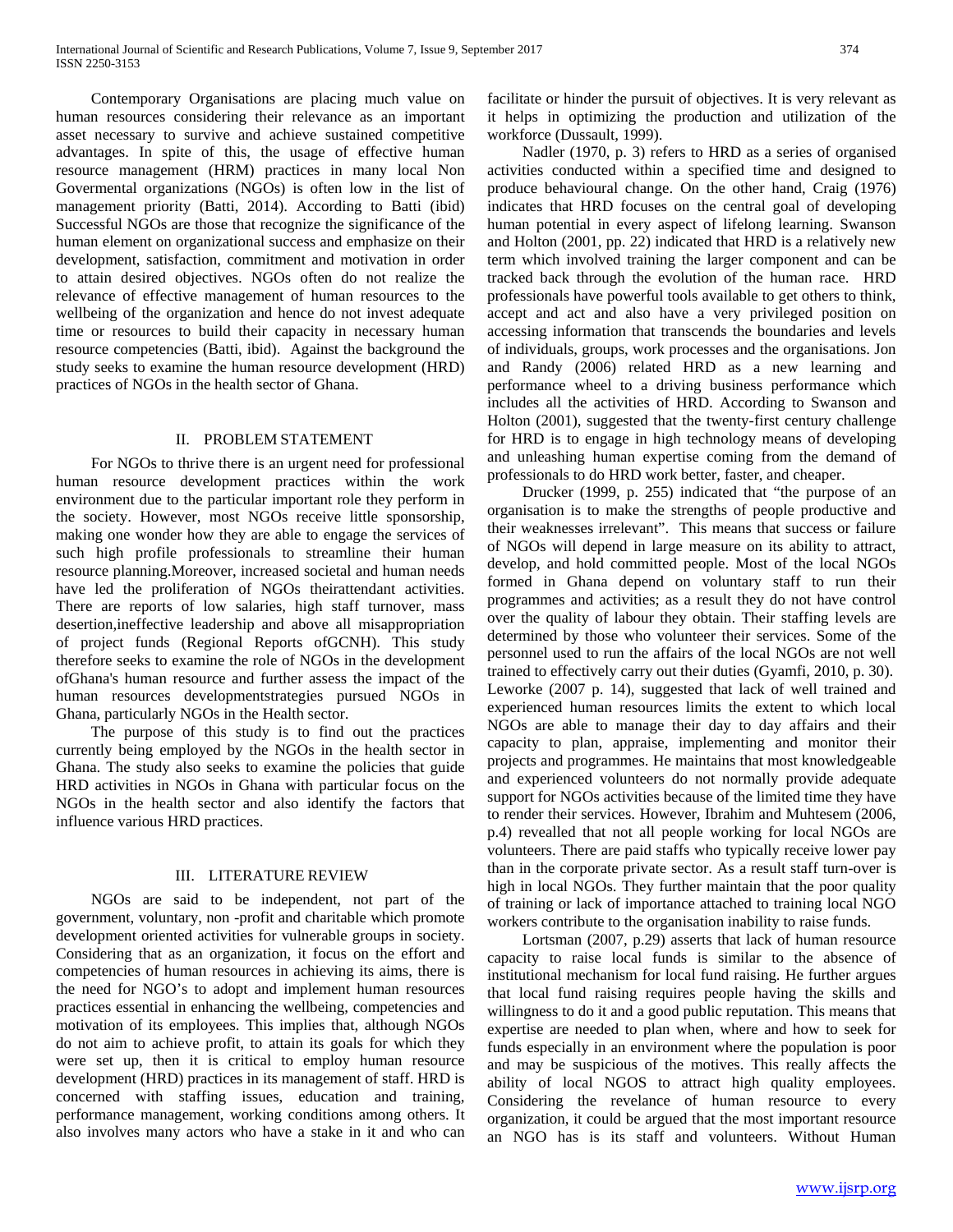Contemporary Organisations are placing much value on human resources considering their relevance as an important asset necessary to survive and achieve sustained competitive advantages. In spite of this, the usage of effective human resource management (HRM) practices in many local Non Govermental organizations (NGOs) is often low in the list of management priority (Batti, 2014). According to Batti (ibid) Successful NGOs are those that recognize the significance of the human element on organizational success and emphasize on their development, satisfaction, commitment and motivation in order to attain desired objectives. NGOs often do not realize the relevance of effective management of human resources to the wellbeing of the organization and hence do not invest adequate time or resources to build their capacity in necessary human resource competencies (Batti, ibid). Against the background the study seeks to examine the human resource development (HRD) practices of NGOs in the health sector of Ghana.

## II. PROBLEM STATEMENT

For NGOs to thrive there is an urgent need for professional human resource development practices within the work environment due to the particular important role they perform in the society. However, most NGOs receive little sponsorship, making one wonder how they are able to engage the services of such high profile professionals to streamline their human resource planning.Moreover, increased societal and human needs have led the proliferation of NGOs theirattendant activities. There are reports of low salaries, high staff turnover, mass desertion,ineffective leadership and above all misappropriation of project funds (Regional Reports ofGCNH). This study therefore seeks to examine the role of NGOs in the development ofGhana's human resource and further assess the impact of the human resources developmentstrategies pursued NGOs in Ghana, particularly NGOs in the Health sector.

The purpose of this study is to find out the practices currently being employed by the NGOs in the health sector in Ghana. The study also seeks to examine the policies that guide HRD activities in NGOs in Ghana with particular focus on the NGOs in the health sector and also identify the factors that influence various HRD practices.

## III. LITERATURE REVIEW

NGOs are said to be independent, not part of the government, voluntary, non -profit and charitable which promote development oriented activities for vulnerable groups in society. Considering that as an organization, it focus on the effort and competencies of human resources in achieving its aims, there is the need for NGO's to adopt and implement human resources practices essential in enhancing the wellbeing, competencies and motivation of its employees. This implies that, although NGOs do not aim to achieve profit, to attain its goals for which they were set up, then it is critical to employ human resource development (HRD) practices in its management of staff. HRD is concerned with staffing issues, education and training, performance management, working conditions among others. It also involves many actors who have a stake in it and who can facilitate or hinder the pursuit of objectives. It is very relevant as it helps in optimizing the production and utilization of the workforce (Dussault, 1999).

Nadler (1970, p. 3) refers to HRD as a series of organised activities conducted within a specified time and designed to produce behavioural change. On the other hand, Craig (1976) indicates that HRD focuses on the central goal of developing human potential in every aspect of lifelong learning. Swanson and Holton (2001, pp. 22) indicated that HRD is a relatively new term which involved training the larger component and can be tracked back through the evolution of the human race. HRD professionals have powerful tools available to get others to think, accept and act and also have a very privileged position on accessing information that transcends the boundaries and levels of individuals, groups, work processes and the organisations. Jon and Randy (2006) related HRD as a new learning and performance wheel to a driving business performance which includes all the activities of HRD. According to Swanson and Holton (2001), suggested that the twenty-first century challenge for HRD is to engage in high technology means of developing and unleashing human expertise coming from the demand of professionals to do HRD work better, faster, and cheaper.

Drucker (1999, p. 255) indicated that "the purpose of an organisation is to make the strengths of people productive and their weaknesses irrelevant". This means that success or failure of NGOs will depend in large measure on its ability to attract, develop, and hold committed people. Most of the local NGOs formed in Ghana depend on voluntary staff to run their programmes and activities; as a result they do not have control over the quality of labour they obtain. Their staffing levels are determined by those who volunteer their services. Some of the personnel used to run the affairs of the local NGOs are not well trained to effectively carry out their duties (Gyamfi, 2010, p. 30). Leworke (2007 p. 14), suggested that lack of well trained and experienced human resources limits the extent to which local NGOs are able to manage their day to day affairs and their capacity to plan, appraise, implementing and monitor their projects and programmes. He maintains that most knowledgeable and experienced volunteers do not normally provide adequate support for NGOs activities because of the limited time they have to render their services. However, Ibrahim and Muhtesem (2006, p.4) revealled that not all people working for local NGOs are volunteers. There are paid staffs who typically receive lower pay than in the corporate private sector. As a result staff turn-over is high in local NGOs. They further maintain that the poor quality of training or lack of importance attached to training local NGO workers contribute to the organisation inability to raise funds.

Lortsman (2007, p.29) asserts that lack of human resource capacity to raise local funds is similar to the absence of institutional mechanism for local fund raising. He further argues that local fund raising requires people having the skills and willingness to do it and a good public reputation. This means that expertise are needed to plan when, where and how to seek for funds especially in an environment where the population is poor and may be suspicious of the motives. This really affects the ability of local NGOS to attract high quality employees. Considering the revelance of human resource to every organization, it could be argued that the most important resource an NGO has is its staff and volunteers. Without Human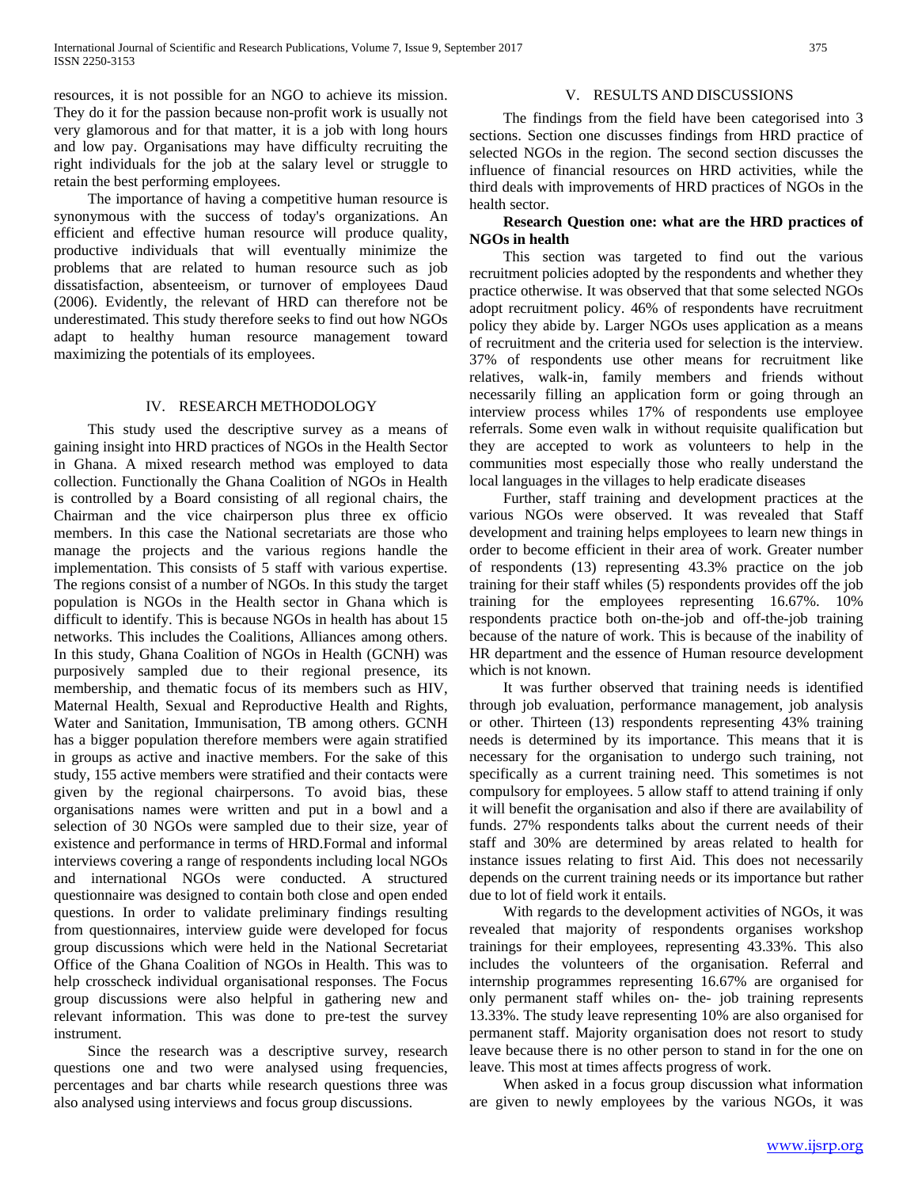resources, it is not possible for an NGO to achieve its mission. They do it for the passion because non-profit work is usually not very glamorous and for that matter, it is a job with long hours and low pay. Organisations may have difficulty recruiting the right individuals for the job at the salary level or struggle to retain the best performing employees.

The importance of having a competitive human resource is synonymous with the success of today's organizations. An efficient and effective human resource will produce quality, productive individuals that will eventually minimize the problems that are related to human resource such as job dissatisfaction, absenteeism, or turnover of employees Daud (2006). Evidently, the relevant of HRD can therefore not be underestimated. This study therefore seeks to find out how NGOs adapt to healthy human resource management toward maximizing the potentials of its employees.

## IV. RESEARCH METHODOLOGY

This study used the descriptive survey as a means of gaining insight into HRD practices of NGOs in the Health Sector in Ghana. A mixed research method was employed to data collection. Functionally the Ghana Coalition of NGOs in Health is controlled by a Board consisting of all regional chairs, the Chairman and the vice chairperson plus three ex officio members. In this case the National secretariats are those who manage the projects and the various regions handle the implementation. This consists of 5 staff with various expertise. The regions consist of a number of NGOs. In this study the target population is NGOs in the Health sector in Ghana which is difficult to identify. This is because NGOs in health has about 15 networks. This includes the Coalitions, Alliances among others. In this study, Ghana Coalition of NGOs in Health (GCNH) was purposively sampled due to their regional presence, its membership, and thematic focus of its members such as HIV, Maternal Health, Sexual and Reproductive Health and Rights, Water and Sanitation, Immunisation, TB among others. GCNH has a bigger population therefore members were again stratified in groups as active and inactive members. For the sake of this study, 155 active members were stratified and their contacts were given by the regional chairpersons. To avoid bias, these organisations names were written and put in a bowl and a selection of 30 NGOs were sampled due to their size, year of existence and performance in terms of HRD.Formal and informal interviews covering a range of respondents including local NGOs and international NGOs were conducted. A structured questionnaire was designed to contain both close and open ended questions. In order to validate preliminary findings resulting from questionnaires, interview guide were developed for focus group discussions which were held in the National Secretariat Office of the Ghana Coalition of NGOs in Health. This was to help crosscheck individual organisational responses. The Focus group discussions were also helpful in gathering new and relevant information. This was done to pre-test the survey instrument.

Since the research was a descriptive survey, research questions one and two were analysed using frequencies, percentages and bar charts while research questions three was also analysed using interviews and focus group discussions.

## V. RESULTS AND DISCUSSIONS

The findings from the field have been categorised into 3 sections. Section one discusses findings from HRD practice of selected NGOs in the region. The second section discusses the influence of financial resources on HRD activities, while the third deals with improvements of HRD practices of NGOs in the health sector.

**Research Question one: what are the HRD practices of NGOs in health**

This section was targeted to find out the various recruitment policies adopted by the respondents and whether they practice otherwise. It was observed that that some selected NGOs adopt recruitment policy. 46% of respondents have recruitment policy they abide by. Larger NGOs uses application as a means of recruitment and the criteria used for selection is the interview. 37% of respondents use other means for recruitment like relatives, walk-in, family members and friends without necessarily filling an application form or going through an interview process whiles 17% of respondents use employee referrals. Some even walk in without requisite qualification but they are accepted to work as volunteers to help in the communities most especially those who really understand the local languages in the villages to help eradicate diseases

Further, staff training and development practices at the various NGOs were observed. It was revealed that Staff development and training helps employees to learn new things in order to become efficient in their area of work. Greater number of respondents (13) representing 43.3% practice on the job training for their staff whiles (5) respondents provides off the job training for the employees representing 16.67%. 10% respondents practice both on-the-job and off-the-job training because of the nature of work. This is because of the inability of HR department and the essence of Human resource development which is not known.

It was further observed that training needs is identified through job evaluation, performance management, job analysis or other. Thirteen (13) respondents representing 43% training needs is determined by its importance. This means that it is necessary for the organisation to undergo such training, not specifically as a current training need. This sometimes is not compulsory for employees. 5 allow staff to attend training if only it will benefit the organisation and also if there are availability of funds. 27% respondents talks about the current needs of their staff and 30% are determined by areas related to health for instance issues relating to first Aid. This does not necessarily depends on the current training needs or its importance but rather due to lot of field work it entails.

With regards to the development activities of NGOs, it was revealed that majority of respondents organises workshop trainings for their employees, representing 43.33%. This also includes the volunteers of the organisation. Referral and internship programmes representing 16.67% are organised for only permanent staff whiles on- the- job training represents 13.33%. The study leave representing 10% are also organised for permanent staff. Majority organisation does not resort to study leave because there is no other person to stand in for the one on leave. This most at times affects progress of work.

When asked in a focus group discussion what information are given to newly employees by the various NGOs, it was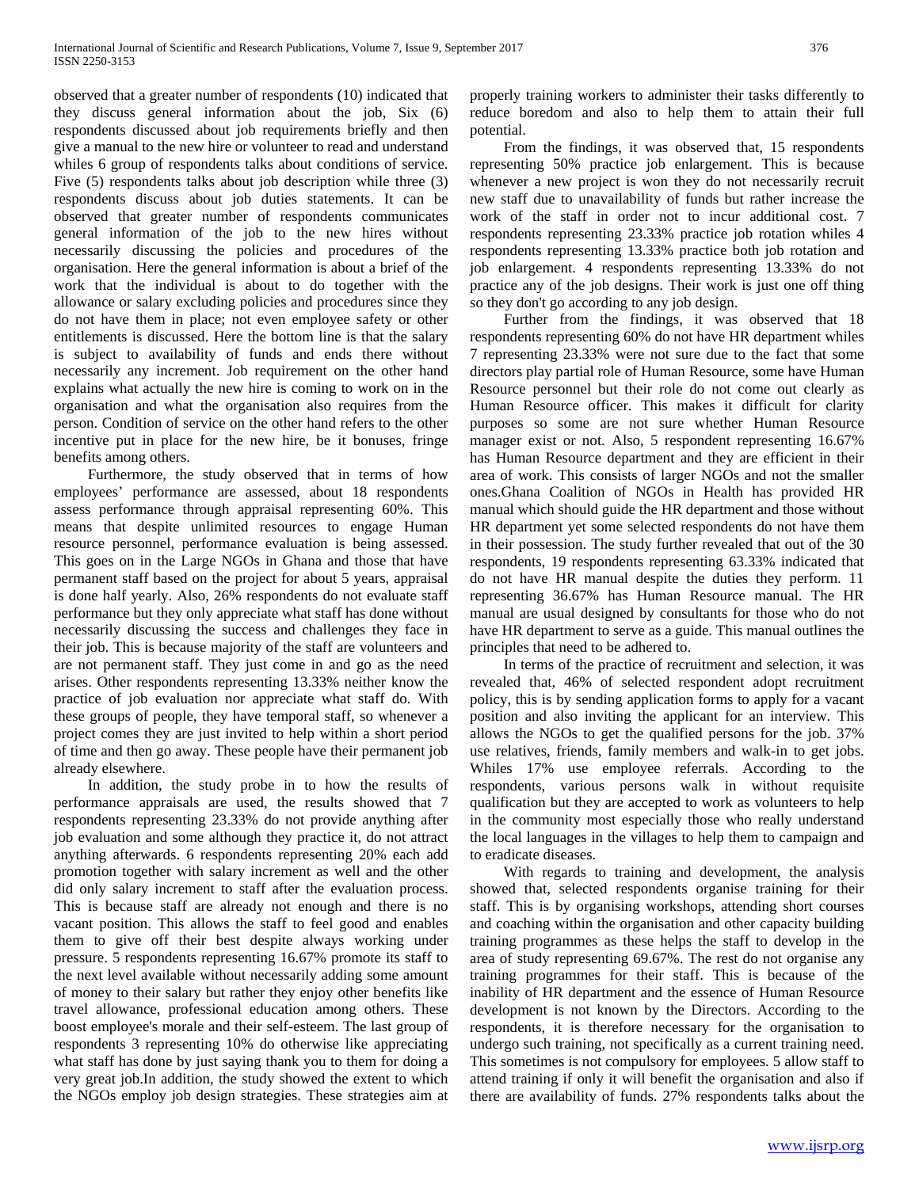observed that a greater number of respondents (10) indicated that they discuss general information about the job, Six (6) respondents discussed about job requirements briefly and then give a manual to the new hire or volunteer to read and understand whiles 6 group of respondents talks about conditions of service. Five (5) respondents talks about job description while three (3) respondents discuss about job duties statements. It can be observed that greater number of respondents communicates general information of the job to the new hires without necessarily discussing the policies and procedures of the organisation. Here the general information is about a brief of the work that the individual is about to do together with the allowance or salary excluding policies and procedures since they do not have them in place; not even employee safety or other entitlements is discussed. Here the bottom line is that the salary is subject to availability of funds and ends there without necessarily any increment. Job requirement on the other hand explains what actually the new hire is coming to work on in the organisation and what the organisation also requires from the person. Condition of service on the other hand refers to the other incentive put in place for the new hire, be it bonuses, fringe benefits among others.

Furthermore, the study observed that in terms of how employees' performance are assessed, about 18 respondents assess performance through appraisal representing 60%. This means that despite unlimited resources to engage Human resource personnel, performance evaluation is being assessed. This goes on in the Large NGOs in Ghana and those that have permanent staff based on the project for about 5 years, appraisal is done half yearly. Also, 26% respondents do not evaluate staff performance but they only appreciate what staff has done without necessarily discussing the success and challenges they face in their job. This is because majority of the staff are volunteers and are not permanent staff. They just come in and go as the need arises. Other respondents representing 13.33% neither know the practice of job evaluation nor appreciate what staff do. With these groups of people, they have temporal staff, so whenever a project comes they are just invited to help within a short period of time and then go away. These people have their permanent job already elsewhere.

In addition, the study probe in to how the results of performance appraisals are used, the results showed that 7 respondents representing 23.33% do not provide anything after job evaluation and some although they practice it, do not attract anything afterwards. 6 respondents representing 20% each add promotion together with salary increment as well and the other did only salary increment to staff after the evaluation process. This is because staff are already not enough and there is no vacant position. This allows the staff to feel good and enables them to give off their best despite always working under pressure. 5 respondents representing 16.67% promote its staff to the next level available without necessarily adding some amount of money to their salary but rather they enjoy other benefits like travel allowance, professional education among others. These boost employee's morale and their self-esteem. The last group of respondents 3 representing 10% do otherwise like appreciating what staff has done by just saying thank you to them for doing a very great job.In addition, the study showed the extent to which the NGOs employ job design strategies. These strategies aim at properly training workers to administer their tasks differently to reduce boredom and also to help them to attain their full potential.

From the findings, it was observed that, 15 respondents representing 50% practice job enlargement. This is because whenever a new project is won they do not necessarily recruit new staff due to unavailability of funds but rather increase the work of the staff in order not to incur additional cost. 7 respondents representing 23.33% practice job rotation whiles 4 respondents representing 13.33% practice both job rotation and job enlargement. 4 respondents representing 13.33% do not practice any of the job designs. Their work is just one off thing so they don't go according to any job design.

Further from the findings, it was observed that 18 respondents representing 60% do not have HR department whiles 7 representing 23.33% were not sure due to the fact that some directors play partial role of Human Resource, some have Human Resource personnel but their role do not come out clearly as Human Resource officer. This makes it difficult for clarity purposes so some are not sure whether Human Resource manager exist or not. Also, 5 respondent representing 16.67% has Human Resource department and they are efficient in their area of work. This consists of larger NGOs and not the smaller ones.Ghana Coalition of NGOs in Health has provided HR manual which should guide the HR department and those without HR department yet some selected respondents do not have them in their possession. The study further revealed that out of the 30 respondents, 19 respondents representing 63.33% indicated that do not have HR manual despite the duties they perform. 11 representing 36.67% has Human Resource manual. The HR manual are usual designed by consultants for those who do not have HR department to serve as a guide. This manual outlines the principles that need to be adhered to.

In terms of the practice of recruitment and selection, it was revealed that, 46% of selected respondent adopt recruitment policy, this is by sending application forms to apply for a vacant position and also inviting the applicant for an interview. This allows the NGOs to get the qualified persons for the job. 37% use relatives, friends, family members and walk-in to get jobs. Whiles 17% use employee referrals. According to the respondents, various persons walk in without requisite qualification but they are accepted to work as volunteers to help in the community most especially those who really understand the local languages in the villages to help them to campaign and to eradicate diseases.

With regards to training and development, the analysis showed that, selected respondents organise training for their staff. This is by organising workshops, attending short courses and coaching within the organisation and other capacity building training programmes as these helps the staff to develop in the area of study representing 69.67%. The rest do not organise any training programmes for their staff. This is because of the inability of HR department and the essence of Human Resource development is not known by the Directors. According to the respondents, it is therefore necessary for the organisation to undergo such training, not specifically as a current training need. This sometimes is not compulsory for employees. 5 allow staff to attend training if only it will benefit the organisation and also if there are availability of funds. 27% respondents talks about the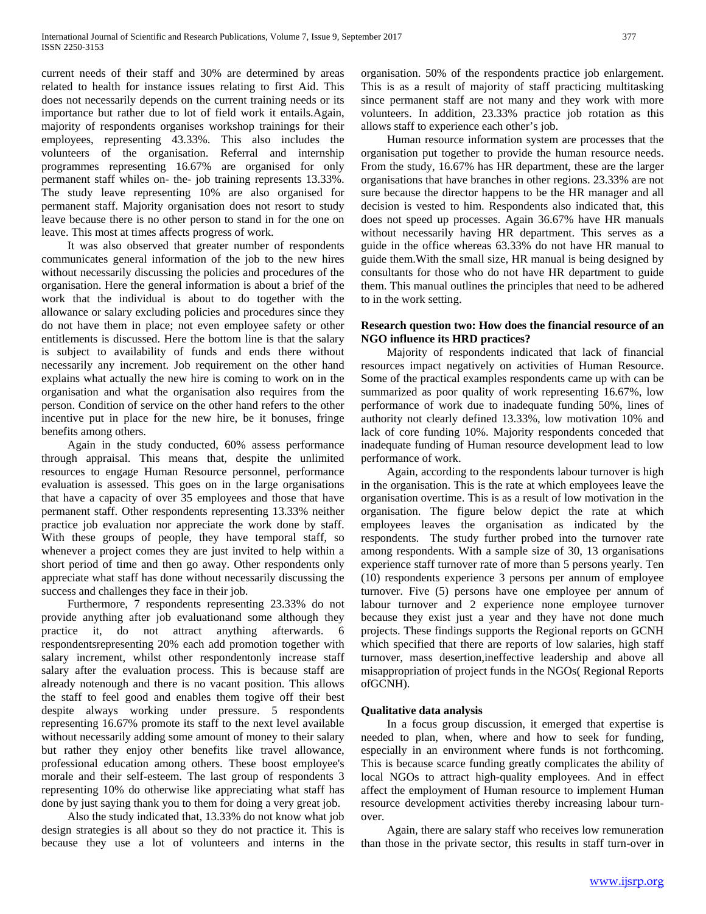current needs of their staff and 30% are determined by areas related to health for instance issues relating to first Aid. This does not necessarily depends on the current training needs or its importance but rather due to lot of field work it entails.Again, majority of respondents organises workshop trainings for their employees, representing 43.33%. This also includes the volunteers of the organisation. Referral and internship programmes representing 16.67% are organised for only permanent staff whiles on- the- job training represents 13.33%. The study leave representing 10% are also organised for permanent staff. Majority organisation does not resort to study leave because there is no other person to stand in for the one on leave. This most at times affects progress of work.

It was also observed that greater number of respondents communicates general information of the job to the new hires without necessarily discussing the policies and procedures of the organisation. Here the general information is about a brief of the work that the individual is about to do together with the allowance or salary excluding policies and procedures since they do not have them in place; not even employee safety or other entitlements is discussed. Here the bottom line is that the salary is subject to availability of funds and ends there without necessarily any increment. Job requirement on the other hand explains what actually the new hire is coming to work on in the organisation and what the organisation also requires from the person. Condition of service on the other hand refers to the other incentive put in place for the new hire, be it bonuses, fringe benefits among others.

Again in the study conducted, 60% assess performance through appraisal. This means that, despite the unlimited resources to engage Human Resource personnel, performance evaluation is assessed. This goes on in the large organisations that have a capacity of over 35 employees and those that have permanent staff. Other respondents representing 13.33% neither practice job evaluation nor appreciate the work done by staff. With these groups of people, they have temporal staff, so whenever a project comes they are just invited to help within a short period of time and then go away. Other respondents only appreciate what staff has done without necessarily discussing the success and challenges they face in their job.

Furthermore, 7 respondents representing 23.33% do not provide anything after job evaluationand some although they practice it, do not attract anything afterwards. 6 respondentsrepresenting 20% each add promotion together with salary increment, whilst other respondentonly increase staff salary after the evaluation process. This is because staff are already notenough and there is no vacant position. This allows the staff to feel good and enables them togive off their best despite always working under pressure. 5 respondents representing 16.67% promote its staff to the next level available without necessarily adding some amount of money to their salary but rather they enjoy other benefits like travel allowance, professional education among others. These boost employee's morale and their self-esteem. The last group of respondents 3 representing 10% do otherwise like appreciating what staff has done by just saying thank you to them for doing a very great job.

Also the study indicated that, 13.33% do not know what job design strategies is all about so they do not practice it. This is because they use a lot of volunteers and interns in the organisation. 50% of the respondents practice job enlargement. This is as a result of majority of staff practicing multitasking since permanent staff are not many and they work with more volunteers. In addition, 23.33% practice job rotation as this allows staff to experience each other's job.

Human resource information system are processes that the organisation put together to provide the human resource needs. From the study, 16.67% has HR department, these are the larger organisations that have branches in other regions. 23.33% are not sure because the director happens to be the HR manager and all decision is vested to him. Respondents also indicated that, this does not speed up processes. Again 36.67% have HR manuals without necessarily having HR department. This serves as a guide in the office whereas 63.33% do not have HR manual to guide them.With the small size, HR manual is being designed by consultants for those who do not have HR department to guide them. This manual outlines the principles that need to be adhered to in the work setting.

**Research question two: How does the financial resource of an NGO influence its HRD practices?**

Majority of respondents indicated that lack of financial resources impact negatively on activities of Human Resource. Some of the practical examples respondents came up with can be summarized as poor quality of work representing 16.67%, low performance of work due to inadequate funding 50%, lines of authority not clearly defined 13.33%, low motivation 10% and lack of core funding 10%. Majority respondents conceded that inadequate funding of Human resource development lead to low performance of work.

Again, according to the respondents labour turnover is high in the organisation. This is the rate at which employees leave the organisation overtime. This is as a result of low motivation in the organisation. The figure below depict the rate at which employees leaves the organisation as indicated by the respondents. The study further probed into the turnover rate among respondents. With a sample size of 30, 13 organisations experience staff turnover rate of more than 5 persons yearly. Ten (10) respondents experience 3 persons per annum of employee turnover. Five (5) persons have one employee per annum of labour turnover and 2 experience none employee turnover because they exist just a year and they have not done much projects. These findings supports the Regional reports on GCNH which specified that there are reports of low salaries, high staff turnover, mass desertion,ineffective leadership and above all misappropriation of project funds in the NGOs( Regional Reports ofGCNH).

**Qualitative data analysis**

In a focus group discussion, it emerged that expertise is needed to plan, when, where and how to seek for funding, especially in an environment where funds is not forthcoming. This is because scarce funding greatly complicates the ability of local NGOs to attract high-quality employees. And in effect affect the employment of Human resource to implement Human resource development activities thereby increasing labour turn-over.

Again, there are salary staff who receives low remuneration than those in the private sector, this results in staff turn-over in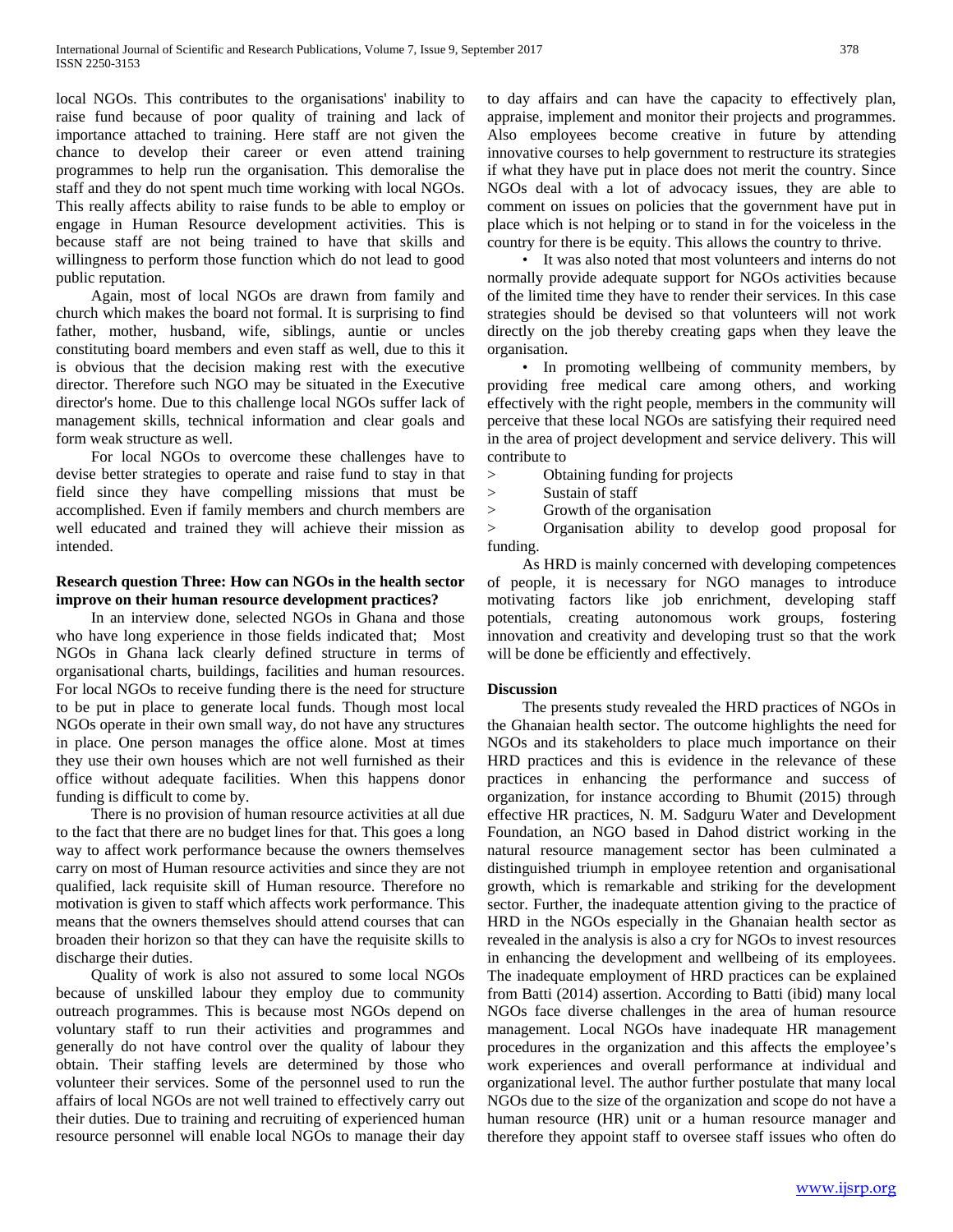local NGOs. This contributes to the organisations' inability to raise fund because of poor quality of training and lack of importance attached to training. Here staff are not given the chance to develop their career or even attend training programmes to help run the organisation. This demoralise the staff and they do not spent much time working with local NGOs. This really affects ability to raise funds to be able to employ or engage in Human Resource development activities. This is because staff are not being trained to have that skills and willingness to perform those function which do not lead to good public reputation.

Again, most of local NGOs are drawn from family and church which makes the board not formal. It is surprising to find father, mother, husband, wife, siblings, auntie or uncles constituting board members and even staff as well, due to this it is obvious that the decision making rest with the executive director. Therefore such NGO may be situated in the Executive director's home. Due to this challenge local NGOs suffer lack of management skills, technical information and clear goals and form weak structure as well.

For local NGOs to overcome these challenges have to devise better strategies to operate and raise fund to stay in that field since they have compelling missions that must be accomplished. Even if family members and church members are well educated and trained they will achieve their mission as intended.

**Research question Three: How can NGOs in the health sector improve on their human resource development practices?**

In an interview done, selected NGOs in Ghana and those who have long experience in those fields indicated that; Most NGOs in Ghana lack clearly defined structure in terms of organisational charts, buildings, facilities and human resources. For local NGOs to receive funding there is the need for structure to be put in place to generate local funds. Though most local NGOs operate in their own small way, do not have any structures in place. One person manages the office alone. Most at times they use their own houses which are not well furnished as their office without adequate facilities. When this happens donor funding is difficult to come by.

There is no provision of human resource activities at all due to the fact that there are no budget lines for that. This goes a long way to affect work performance because the owners themselves carry on most of Human resource activities and since they are not qualified, lack requisite skill of Human resource. Therefore no motivation is given to staff which affects work performance. This means that the owners themselves should attend courses that can broaden their horizon so that they can have the requisite skills to discharge their duties.

Quality of work is also not assured to some local NGOs because of unskilled labour they employ due to community outreach programmes. This is because most NGOs depend on voluntary staff to run their activities and programmes and generally do not have control over the quality of labour they obtain. Their staffing levels are determined by those who volunteer their services. Some of the personnel used to run the affairs of local NGOs are not well trained to effectively carry out their duties. Due to training and recruiting of experienced human resource personnel will enable local NGOs to manage their day to day affairs and can have the capacity to effectively plan, appraise, implement and monitor their projects and programmes. Also employees become creative in future by attending innovative courses to help government to restructure its strategies if what they have put in place does not merit the country. Since NGOs deal with a lot of advocacy issues, they are able to comment on issues on policies that the government have put in place which is not helping or to stand in for the voiceless in the country for there is be equity. This allows the country to thrive.

- It was also noted that most volunteers and interns do not normally provide adequate support for NGOs activities because of the limited time they have to render their services. In this case strategies should be devised so that volunteers will not work directly on the job thereby creating gaps when they leave the organisation.
- In promoting wellbeing of community members, by providing free medical care among others, and working effectively with the right people, members in the community will perceive that these local NGOs are satisfying their required need in the area of project development and service delivery. This will contribute to

> Obtaining funding for projects
> Sustain of staff
> Growth of the organisation
> Organisation ability to develop good proposal for funding.

As HRD is mainly concerned with developing competences of people, it is necessary for NGO manages to introduce motivating factors like job enrichment, developing staff potentials, creating autonomous work groups, fostering innovation and creativity and developing trust so that the work will be done be efficiently and effectively.

**Discussion**

The presents study revealed the HRD practices of NGOs in the Ghanaian health sector. The outcome highlights the need for NGOs and its stakeholders to place much importance on their HRD practices and this is evidence in the relevance of these practices in enhancing the performance and success of organization, for instance according to Bhumit (2015) through effective HR practices, N. M. Sadguru Water and Development Foundation, an NGO based in Dahod district working in the natural resource management sector has been culminated a distinguished triumph in employee retention and organisational growth, which is remarkable and striking for the development sector. Further, the inadequate attention giving to the practice of HRD in the NGOs especially in the Ghanaian health sector as revealed in the analysis is also a cry for NGOs to invest resources in enhancing the development and wellbeing of its employees. The inadequate employment of HRD practices can be explained from Batti (2014) assertion. According to Batti (ibid) many local NGOs face diverse challenges in the area of human resource management. Local NGOs have inadequate HR management procedures in the organization and this affects the employee's work experiences and overall performance at individual and organizational level. The author further postulate that many local NGOs due to the size of the organization and scope do not have a human resource (HR) unit or a human resource manager and therefore they appoint staff to oversee staff issues who often do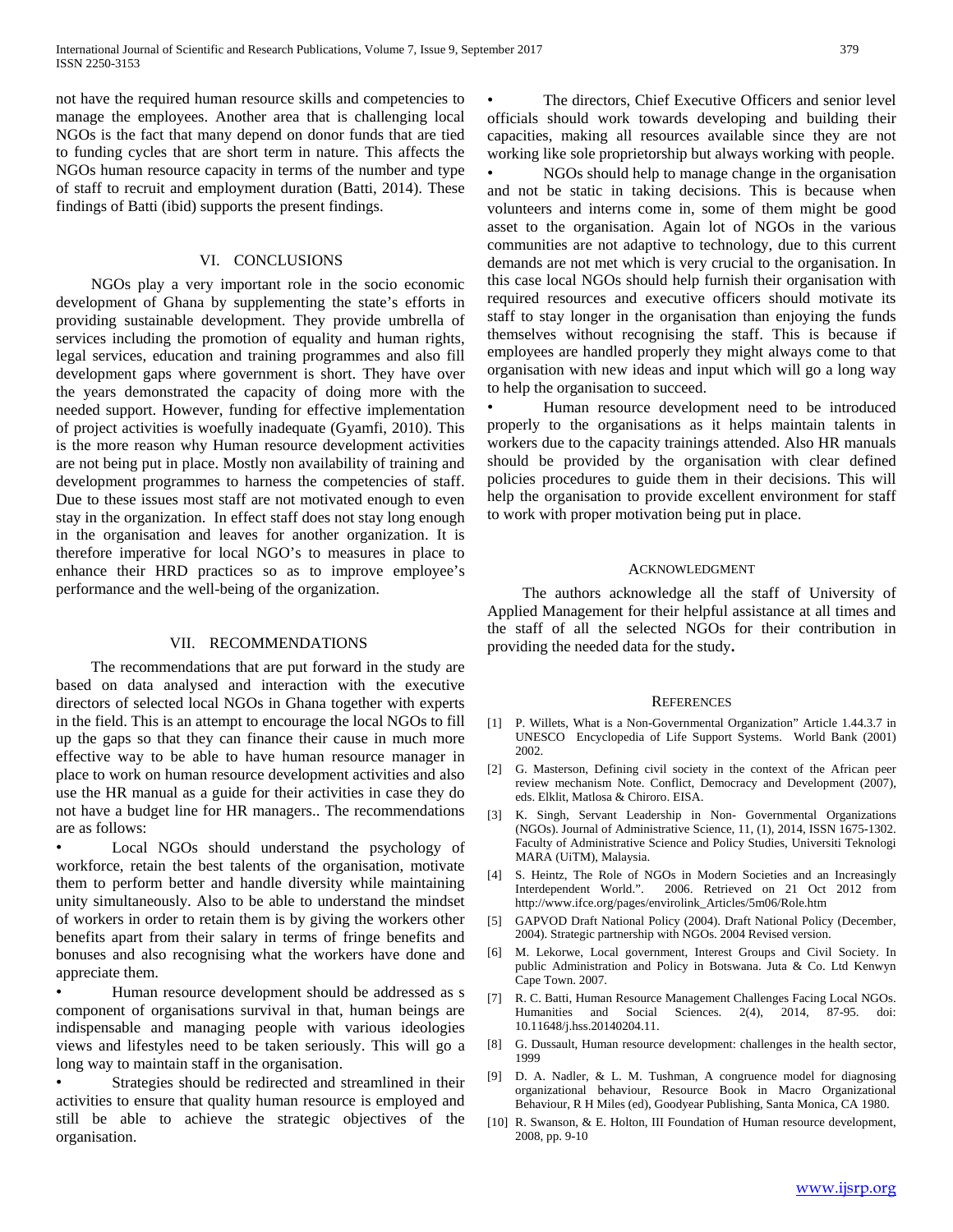not have the required human resource skills and competencies to manage the employees. Another area that is challenging local NGOs is the fact that many depend on donor funds that are tied to funding cycles that are short term in nature. This affects the NGOs human resource capacity in terms of the number and type of staff to recruit and employment duration (Batti, 2014). These findings of Batti (ibid) supports the present findings.

## VI. CONCLUSIONS

NGOs play a very important role in the socio economic development of Ghana by supplementing the state's efforts in providing sustainable development. They provide umbrella of services including the promotion of equality and human rights, legal services, education and training programmes and also fill development gaps where government is short. They have over the years demonstrated the capacity of doing more with the needed support. However, funding for effective implementation of project activities is woefully inadequate (Gyamfi, 2010). This is the more reason why Human resource development activities are not being put in place. Mostly non availability of training and development programmes to harness the competencies of staff. Due to these issues most staff are not motivated enough to even stay in the organization. In effect staff does not stay long enough in the organisation and leaves for another organization. It is therefore imperative for local NGO's to measures in place to enhance their HRD practices so as to improve employee's performance and the well-being of the organization.

## VII. RECOMMENDATIONS

The recommendations that are put forward in the study are based on data analysed and interaction with the executive directors of selected local NGOs in Ghana together with experts in the field. This is an attempt to encourage the local NGOs to fill up the gaps so that they can finance their cause in much more effective way to be able to have human resource manager in place to work on human resource development activities and also use the HR manual as a guide for their activities in case they do not have a budget line for HR managers.. The recommendations are as follows:

- Local NGOs should understand the psychology of workforce, retain the best talents of the organisation, motivate them to perform better and handle diversity while maintaining unity simultaneously. Also to be able to understand the mindset of workers in order to retain them is by giving the workers other benefits apart from their salary in terms of fringe benefits and bonuses and also recognising what the workers have done and appreciate them.
- Human resource development should be addressed as s component of organisations survival in that, human beings are indispensable and managing people with various ideologies views and lifestyles need to be taken seriously. This will go a long way to maintain staff in the organisation.
- Strategies should be redirected and streamlined in their activities to ensure that quality human resource is employed and still be able to achieve the strategic objectives of the organisation.
- The directors, Chief Executive Officers and senior level officials should work towards developing and building their capacities, making all resources available since they are not working like sole proprietorship but always working with people.
- NGOs should help to manage change in the organisation and not be static in taking decisions. This is because when volunteers and interns come in, some of them might be good asset to the organisation. Again lot of NGOs in the various communities are not adaptive to technology, due to this current demands are not met which is very crucial to the organisation. In this case local NGOs should help furnish their organisation with required resources and executive officers should motivate its staff to stay longer in the organisation than enjoying the funds themselves without recognising the staff. This is because if employees are handled properly they might always come to that organisation with new ideas and input which will go a long way to help the organisation to succeed.
- Human resource development need to be introduced properly to the organisations as it helps maintain talents in workers due to the capacity trainings attended. Also HR manuals should be provided by the organisation with clear defined policies procedures to guide them in their decisions. This will help the organisation to provide excellent environment for staff to work with proper motivation being put in place.

## ACKNOWLEDGMENT

The authors acknowledge all the staff of University of Applied Management for their helpful assistance at all times and the staff of all the selected NGOs for their contribution in providing the needed data for the study**.**

## REFERENCES

[1] P. Willets, What is a Non-Governmental Organization" Article 1.44.3.7 in UNESCO Encyclopedia of Life Support Systems. World Bank (2001) 2002.

[2] G. Masterson, Defining civil society in the context of the African peer review mechanism Note. Conflict, Democracy and Development (2007), eds. Elklit, Matlosa & Chiroro. EISA.

[3] K. Singh, Servant Leadership in Non- Governmental Organizations (NGOs). Journal of Administrative Science, 11, (1), 2014, ISSN 1675-1302. Faculty of Administrative Science and Policy Studies, Universiti Teknologi MARA (UiTM), Malaysia.

[4] S. Heintz, The Role of NGOs in Modern Societies and an Increasingly Interdependent World.". 2006. Retrieved on 21 Oct 2012 from http://www.ifce.org/pages/envirolink_Articles/5m06/Role.htm

[5] GAPVOD Draft National Policy (2004). Draft National Policy (December, 2004). Strategic partnership with NGOs. 2004 Revised version.

[6] M. Lekorwe, Local government, Interest Groups and Civil Society. In public Administration and Policy in Botswana. Juta & Co. Ltd Kenwyn Cape Town. 2007.

[7] R. C. Batti, Human Resource Management Challenges Facing Local NGOs. Humanities and Social Sciences. 2(4), 2014, 87-95. doi: 10.11648/j.hss.20140204.11.

[8] G. Dussault, Human resource development: challenges in the health sector, 1999

[9] D. A. Nadler, & L. M. Tushman, A congruence model for diagnosing organizational behaviour, Resource Book in Macro Organizational Behaviour, R H Miles (ed), Goodyear Publishing, Santa Monica, CA 1980.

[10] R. Swanson, & E. Holton, III Foundation of Human resource development, 2008, pp. 9-10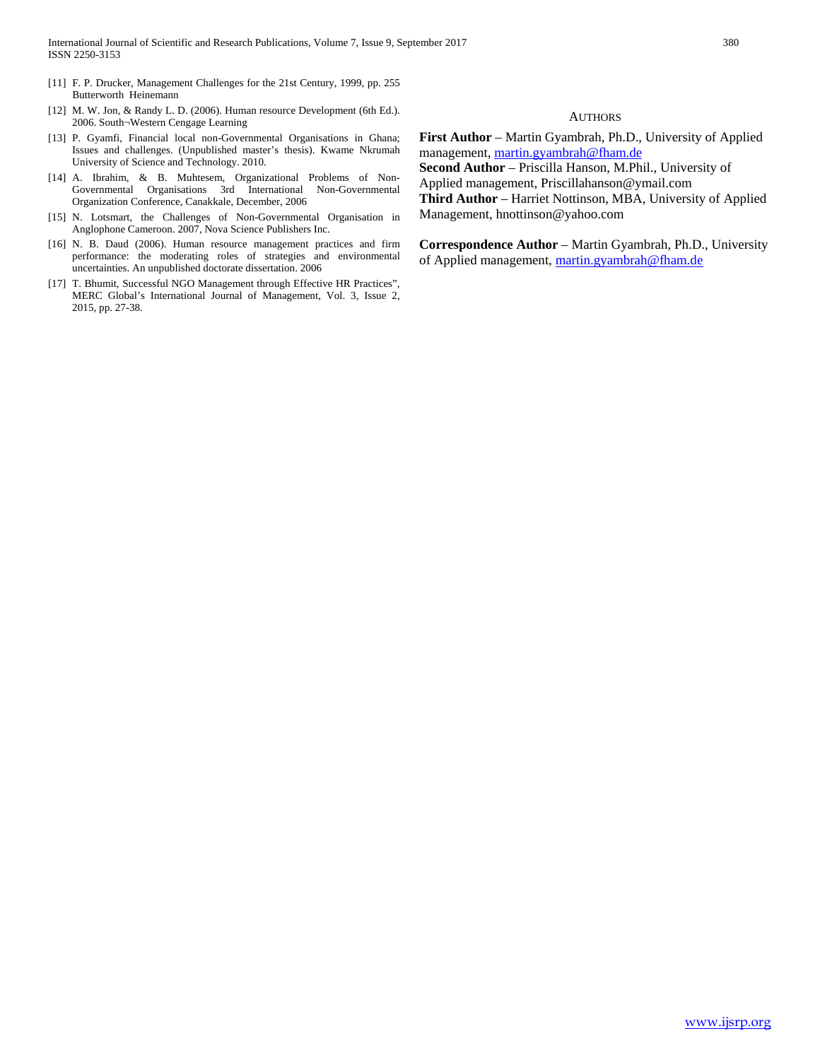[11] F. P. Drucker, Management Challenges for the 21st Century, 1999, pp. 255 Butterworth Heinemann

[12] M. W. Jon, & Randy L. D. (2006). Human resource Development (6th Ed.). 2006. South¬Western Cengage Learning

[13] P. Gyamfi, Financial local non-Governmental Organisations in Ghana; Issues and challenges. (Unpublished master's thesis). Kwame Nkrumah University of Science and Technology. 2010.

[14] A. Ibrahim, & B. Muhtesem, Organizational Problems of Non-Governmental Organisations 3rd International Non-Governmental Organization Conference, Canakkale, December, 2006

[15] N. Lotsmart, the Challenges of Non-Governmental Organisation in Anglophone Cameroon. 2007, Nova Science Publishers Inc.

[16] N. B. Daud (2006). Human resource management practices and firm performance: the moderating roles of strategies and environmental uncertainties. An unpublished doctorate dissertation. 2006

[17] T. Bhumit, Successful NGO Management through Effective HR Practices", MERC Global's International Journal of Management, Vol. 3, Issue 2, 2015, pp. 27-38.

## AUTHORS

**First Author** – Martin Gyambrah, Ph.D., University of Applied management, martin.gyambrah@fham.de
**Second Author** – Priscilla Hanson, M.Phil., University of Applied management, Priscillahanson@ymail.com
**Third Author** – Harriet Nottinson, MBA, University of Applied Management, hnottinson@yahoo.com

**Correspondence Author** – Martin Gyambrah, Ph.D., University of Applied management, martin.gyambrah@fham.de